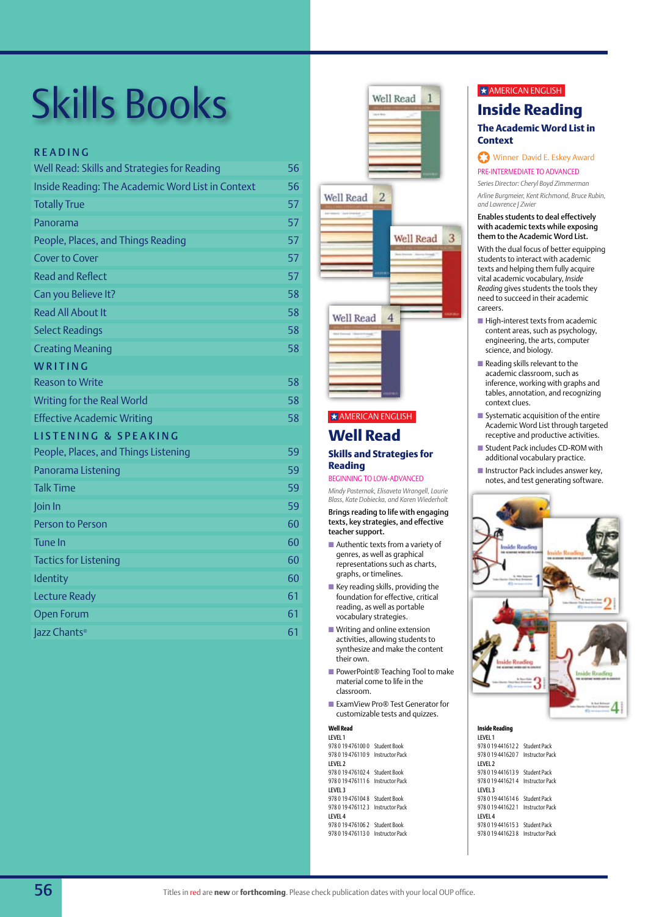# Skills Books

## READING

| | |
|---|---|
| Well Read: Skills and Strategies for Reading | 56 |
| Inside Reading: The Academic Word List in Context | 56 |
| Totally True | 57 |
| Panorama | 57 |
| People, Places, and Things Reading | 57 |
| Cover to Cover | 57 |
| Read and Reflect | 57 |
| Can you Believe It? | 58 |
| Read All About It | 58 |
| Select Readings | 58 |
| Creating Meaning | 58 |

## WRITING

| | |
|---|---|
| Reason to Write | 58 |
| Writing for the Real World | 58 |
| Effective Academic Writing | 58 |

## LISTENING & SPEAKING

| | |
|---|---|
| People, Places, and Things Listening | 59 |
| Panorama Listening | 59 |
| Talk Time | 59 |
| Join In | 59 |
| Person to Person | 60 |
| Tune In | 60 |
| Tactics for Listening | 60 |
| Identity | 60 |
| Lecture Ready | 61 |
| Open Forum | 61 |
| Jazz Chants® | 61 |

★ AMERICAN ENGLISH

## Well Read

### Skills and Strategies for Reading

BEGINNING TO LOW-ADVANCED

*Mindy Pasternak, Elisaveta Wrangell, Laurie Blass, Kate Dobiecka, and Karen Wiederholt*

**Brings reading to life with engaging texts, key strategies, and effective teacher support.**

- Authentic texts from a variety of genres, as well as graphical representations such as charts, graphs, or timelines.
- Key reading skills, providing the foundation for effective, critical reading, as well as portable vocabulary strategies.
- Writing and online extension activities, allowing students to synthesize and make the content their own.
- PowerPoint® Teaching Tool to make material come to life in the classroom.
- ExamView Pro® Test Generator for customizable tests and quizzes.

**Well Read**

LEVEL 1
978 0 19 476100 0 Student Book
978 0 19 476110 9 Instructor Pack
LEVEL 2
978 0 19 476102 4 Student Book
978 0 19 476111 6 Instructor Pack
LEVEL 3
978 0 19 476104 8 Student Book
978 0 19 476112 3 Instructor Pack
LEVEL 4
978 0 19 476106 2 Student Book
978 0 19 476113 0 Instructor Pack

★ AMERICAN ENGLISH

## Inside Reading

### The Academic Word List in Context

Winner David E. Eskey Award

PRE-INTERMEDIATE TO ADVANCED

*Series Director: Cheryl Boyd Zimmerman*

*Arline Burgmeier, Kent Richmond, Bruce Rubin, and Lawrence J Zwier*

**Enables students to deal effectively with academic texts while exposing them to the Academic Word List.**

With the dual focus of better equipping students to interact with academic texts and helping them fully acquire vital academic vocabulary, *Inside Reading* gives students the tools they need to succeed in their academic careers.

- High-interest texts from academic content areas, such as psychology, engineering, the arts, computer science, and biology.
- Reading skills relevant to the academic classroom, such as inference, working with graphs and tables, annotation, and recognizing context clues.
- Systematic acquisition of the entire Academic Word List through targeted receptive and productive activities.
- Student Pack includes CD-ROM with additional vocabulary practice.
- Instructor Pack includes answer key, notes, and test generating software.

**Inside Reading**

LEVEL 1
978 0 19 441612 2 Student Pack
978 0 19 441620 7 Instructor Pack
LEVEL 2
978 0 19 441613 9 Student Pack
978 0 19 441621 4 Instructor Pack
LEVEL 3
978 0 19 441614 6 Student Pack
978 0 19 441622 1 Instructor Pack
LEVEL 4
978 0 19 441615 3 Student Pack
978 0 19 441623 8 Instructor Pack

Titles in red are **new** or **forthcoming**. Please check publication dates with your local OUP office.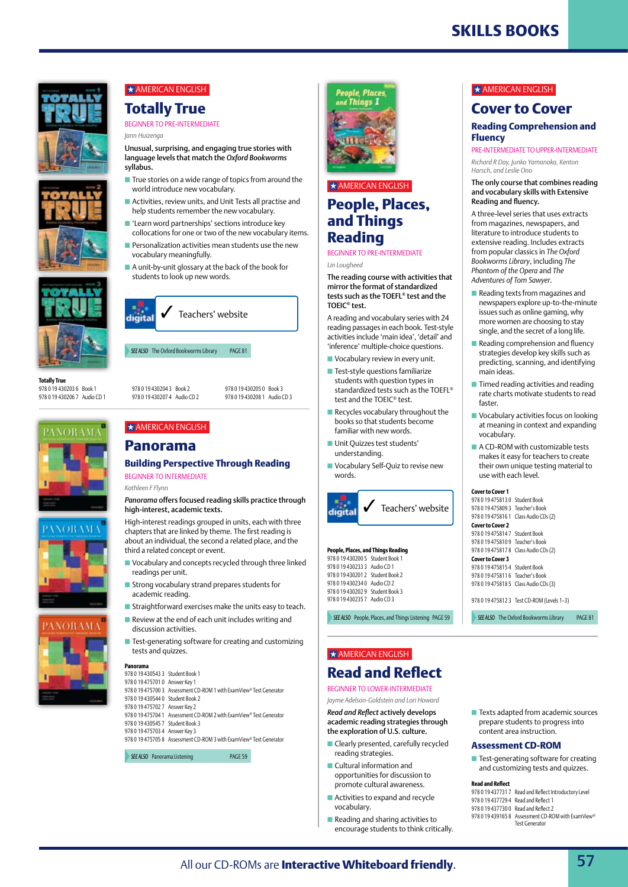# SKILLS BOOKS

★ AMERICAN ENGLISH

## Totally True

BEGINNER TO PRE-INTERMEDIATE

*Jann Huizenga*

**Unusual, surprising, and engaging true stories with language levels that match the *Oxford Bookworms* syllabus.**

- True stories on a wide range of topics from around the world introduce new vocabulary.
- Activities, review units, and Unit Tests all practise and help students remember the new vocabulary.
- 'Learn word partnerships' sections introduce key collocations for one or two of the new vocabulary items.
- Personalization activities mean students use the new vocabulary meaningfully.
- A unit-by-unit glossary at the back of the book for students to look up new words.

digital ✓ Teachers' website

*SEE ALSO* The Oxford Bookworms Library PAGE 81

**Totally True**
978 0 19 430203 6 Book 1
978 0 19 430206 7 Audio CD 1
978 0 19 430204 3 Book 2
978 0 19 430207 4 Audio CD 2
978 0 19 430205 0 Book 3
978 0 19 430208 1 Audio CD 3

★ AMERICAN ENGLISH

## Panorama

### Building Perspective Through Reading

BEGINNER TO INTERMEDIATE

*Kathleen F Flynn*

***Panorama* offers focused reading skills practice through high-interest, academic texts.**

High-interest readings grouped in units, each with three chapters that are linked by theme. The first reading is about an individual, the second a related place, and the third a related concept or event.

- Vocabulary and concepts recycled through three linked readings per unit.
- Strong vocabulary strand prepares students for academic reading.
- Straightforward exercises make the units easy to teach.
- Review at the end of each unit includes writing and discussion activities.
- Test-generating software for creating and customizing tests and quizzes.

**Panorama**
978 0 19 430543 3 Student Book 1
978 0 19 475701 0 Answer Key 1
978 0 19 475700 3 Assessment CD-ROM 1 with ExamView® Test Generator
978 0 19 430544 0 Student Book 2
978 0 19 475702 7 Answer Key 2
978 0 19 475704 1 Assessment CD-ROM 2 with ExamView® Test Generator
978 0 19 430545 7 Student Book 3
978 0 19 475703 4 Answer Key 3
978 0 19 475705 8 Assessment CD-ROM 3 with ExamView® Test Generator

*SEE ALSO* Panorama Listening PAGE 59

★ AMERICAN ENGLISH

## People, Places, and Things Reading

BEGINNER TO PRE-INTERMEDIATE

*Lin Lougheed*

**The reading course with activities that mirror the format of standardized tests such as the TOEFL® test and the TOEIC® test.**

A reading and vocabulary series with 24 reading passages in each book. Test-style activities include 'main idea', 'detail' and 'inference' multiple-choice questions.

- Vocabulary review in every unit.
- Test-style questions familiarize students with question types in standardized tests such as the TOEFL® test and the TOEIC® test.
- Recycles vocabulary throughout the books so that students become familiar with new words.
- Unit Quizzes test students' understanding.
- Vocabulary Self-Quiz to revise new words.

digital ✓ Teachers' website

**People, Places, and Things Reading**
978 0 19 430200 5 Student Book 1
978 0 19 430233 3 Audio CD 1
978 0 19 430201 2 Student Book 2
978 0 19 430234 0 Audio CD 2
978 0 19 430202 9 Student Book 3
978 0 19 430235 7 Audio CD 3

*SEE ALSO* People, Places, and Things Listening PAGE 59

★ AMERICAN ENGLISH

## Cover to Cover

### Reading Comprehension and Fluency

PRE-INTERMEDIATE TO UPPER-INTERMEDIATE

*Richard R Day, Junko Yamanaka, Kenton Harsch, and Leslie Ono*

**The only course that combines reading and vocabulary skills with Extensive Reading and fluency.**

A three-level series that uses extracts from magazines, newspapers, and literature to introduce students to extensive reading. Includes extracts from popular classics in *The Oxford Bookworms Library*, including *The Phantom of the Opera* and *The Adventures of Tom Sawyer*.

- Reading texts from magazines and newspapers explore up-to-the-minute issues such as online gaming, why more women are choosing to stay single, and the secret of a long life.
- Reading comprehension and fluency strategies develop key skills such as predicting, scanning, and identifying main ideas.
- Timed reading activities and reading rate charts motivate students to read faster.
- Vocabulary activities focus on looking at meaning in context and expanding vocabulary.
- A CD-ROM with customizable tests makes it easy for teachers to create their own unique testing material to use with each level.

**Cover to Cover 1**
978 0 19 475813 0 Student Book
978 0 19 475809 3 Teacher's Book
978 0 19 475816 1 Class Audio CDs (2)
**Cover to Cover 2**
978 0 19 475814 7 Student Book
978 0 19 475810 9 Teacher's Book
978 0 19 475817 8 Class Audio CDs (2)
**Cover to Cover 3**
978 0 19 475815 4 Student Book
978 0 19 475811 6 Teacher's Book
978 0 19 475818 5 Class Audio CDs (3)

978 0 19 475812 3 Test CD-ROM (Levels 1–3)

*SEE ALSO* The Oxford Bookworms Library PAGE 81

★ AMERICAN ENGLISH

## Read and Reflect

BEGINNER TO LOWER-INTERMEDIATE

*Jayme Adelson-Goldstein and Lori Howard*

***Read and Reflect* actively develops academic reading strategies through the exploration of U.S. culture.**

- Clearly presented, carefully recycled reading strategies.
- Cultural information and opportunities for discussion to promote cultural awareness.
- Activities to expand and recycle vocabulary.
- Reading and sharing activities to encourage students to think critically.
- Texts adapted from academic sources prepare students to progress into content area instruction.

### Assessment CD-ROM

- Test-generating software for creating and customizing tests and quizzes.

**Read and Reflect**
978 0 19 437731 7 Read and Reflect Introductory Level
978 0 19 437729 4 Read and Reflect 1
978 0 19 437730 0 Read and Reflect 2
978 0 19 439165 8 Assessment CD-ROM with ExamView® Test Generator

All our CD-ROMs are **Interactive Whiteboard friendly**.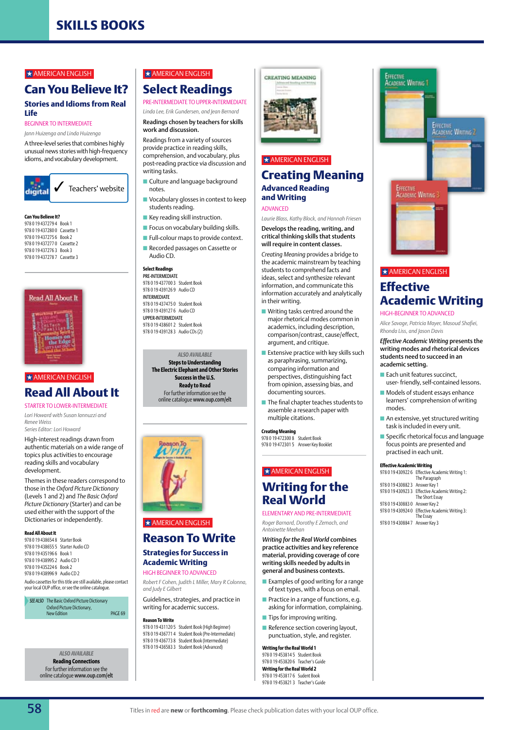# SKILLS BOOKS

★ AMERICAN ENGLISH

## Can You Believe It?

### Stories and Idioms from Real Life

BEGINNER TO INTERMEDIATE

*Jann Huizenga and Linda Huizenga*

A three-level series that combines highly unusual news stories with high-frequency idioms, and vocabulary development.

digital ✓ Teachers' website

**Can You Believe It?**

978 0 19 437279 4 Book 1
978 0 19 437280 0 Cassette 1
978 0 19 437275 6 Book 2
978 0 19 437277 0 Cassette 2
978 0 19 437276 3 Book 3
978 0 19 437278 7 Cassette 3

★ AMERICAN ENGLISH

## Read All About It

STARTER TO LOWER-INTERMEDIATE

*Lori Howard with Susan Iannuzzi and Renee Weiss*
*Series Editor: Lori Howard*

High-interest readings drawn from authentic materials on a wide range of topics plus activities to encourage reading skills and vocabulary development.

Themes in these readers correspond to those in the *Oxford Picture Dictionary* (Levels 1 and 2) and *The Basic Oxford Picture Dictionary* (Starter) and can be used either with the support of the Dictionaries or independently.

**Read All About It**

978 0 19 438654 8 Starter Book
978 0 19 438655 5 Starter Audio CD
978 0 19 435196 6 Book 1
978 0 19 438995 2 Audio CD 1
978 0 19 435224 6 Book 2
978 0 19 438996 9 Audio CD 2

Audio cassettes for this title are still available, please contact your local OUP office, or see the online catalogue.

*SEE ALSO* The Basic Oxford Picture Dictionary Oxford Picture Dictionary, New Edition PAGE 69

*ALSO AVAILABLE*
**Reading Connections**
For further information see the online catalogue **www.oup.com/elt**

★ AMERICAN ENGLISH

## Select Readings

PRE-INTERMEDIATE TO UPPER-INTERMEDIATE

*Linda Lee, Erik Gundersen, and Jean Bernard*

Readings chosen by teachers for skills work and discussion.

Readings from a variety of sources provide practice in reading skills, comprehension, and vocabulary, plus post-reading practice via discussion and writing tasks.

- Culture and language background notes.
- Vocabulary glosses in context to keep students reading.
- Key reading skill instruction.
- Focus on vocabulary building skills.
- Full-colour maps to provide context.
- Recorded passages on Cassette or Audio CD.

**Select Readings**

PRE-INTERMEDIATE
978 0 19 437700 3 Student Book
978 0 19 439126 9 Audio CD
INTERMEDIATE
978 0 19 437475 0 Student Book
978 0 19 439127 6 Audio CD
UPPER-INTERMEDIATE
978 0 19 438601 2 Student Book
978 0 19 439128 3 Audio CDs (2)

*ALSO AVAILABLE*
**Steps to Understanding**
**The Electric Elephant and Other Stories**
**Success in the U.S.**
**Ready to Read**
For further information see the online catalogue **www.oup.com/elt**

★ AMERICAN ENGLISH

## Reason To Write

### Strategies for Success in Academic Writing

HIGH BEGINNER TO ADVANCED

*Robert F Cohen, Judith L Miller, Mary R Colonna, and Judy F Gilbert*

Guidelines, strategies, and practice in writing for academic success.

**Reason To Write**

978 0 19 431120 5 Student Book (High Beginner)
978 0 19 436771 4 Student Book (Pre-Intermediate)
978 0 19 436773 8 Student Book (Intermediate)
978 0 19 436583 3 Student Book (Advanced)

★ AMERICAN ENGLISH

## Creating Meaning

### Advanced Reading and Writing

ADVANCED

*Laurie Blass, Kathy Block, and Hannah Friesen*

Develops the reading, writing, and critical thinking skills that students will require in content classes.

*Creating Meaning* provides a bridge to the academic mainstream by teaching students to comprehend facts and ideas, select and synthesize relevant information, and communicate this information accurately and analytically in their writing.

- Writing tasks centred around the major rhetorical modes common in academics, including description, comparison/contrast, cause/effect, argument, and critique.
- Extensive practice with key skills such as paraphrasing, summarizing, comparing information and perspectives, distinguishing fact from opinion, assessing bias, and documenting sources.
- The final chapter teaches students to assemble a research paper with multiple citations.

**Creating Meaning**

978 0 19 472300 8 Student Book
978 0 19 472301 5 Answer Key Booklet

★ AMERICAN ENGLISH

## Writing for the Real World

ELEMENTARY AND PRE-INTERMEDIATE

*Roger Barnard, Dorothy E Zemach, and Antoinette Meehan*

***Writing for the Real World*** **combines practice activities and key reference material, providing coverage of core writing skills needed by adults in general and business contexts.**

- Examples of good writing for a range of text types, with a focus on email.
- Practice in a range of functions, e.g. asking for information, complaining.
- Tips for improving writing.
- Reference section covering layout, punctuation, style, and register.

**Writing for the Real World 1**
978 0 19 453814 5 Student Book
978 0 19 453820 6 Teacher's Guide
**Writing for the Real World 2**
978 0 19 453817 6 Sudent Book
978 0 19 453821 3 Teacher's Guide

★ AMERICAN ENGLISH

## Effective Academic Writing

HIGH-BEGINNER TO ADVANCED

*Alice Savage, Patricia Mayer, Masoud Shafiei, Rhonda Liss, and Jason Davis*

***Effective Academic Writing*** **presents the writing modes and rhetorical devices students need to succeed in an academic setting.**

- Each unit features succinct, user- friendly, self-contained lessons.
- Models of student essays enhance learners' comprehension of writing modes.
- An extensive, yet structured writing task is included in every unit.
- Specific rhetorical focus and language focus points are presented and practised in each unit.

**Effective Academic Writing**

978 0 19 430922 6 Effective Academic Writing 1: The Paragraph
978 0 19 430882 3 Answer Key 1
978 0 19 430923 3 Effective Academic Writing 2: The Short Essay
978 0 19 430883 0 Answer Key 2
978 0 19 430924 0 Effective Academic Writing 3: The Essay
978 0 19 430884 7 Answer Key 3

Titles in red are **new** or **forthcoming**. Please check publication dates with your local OUP office.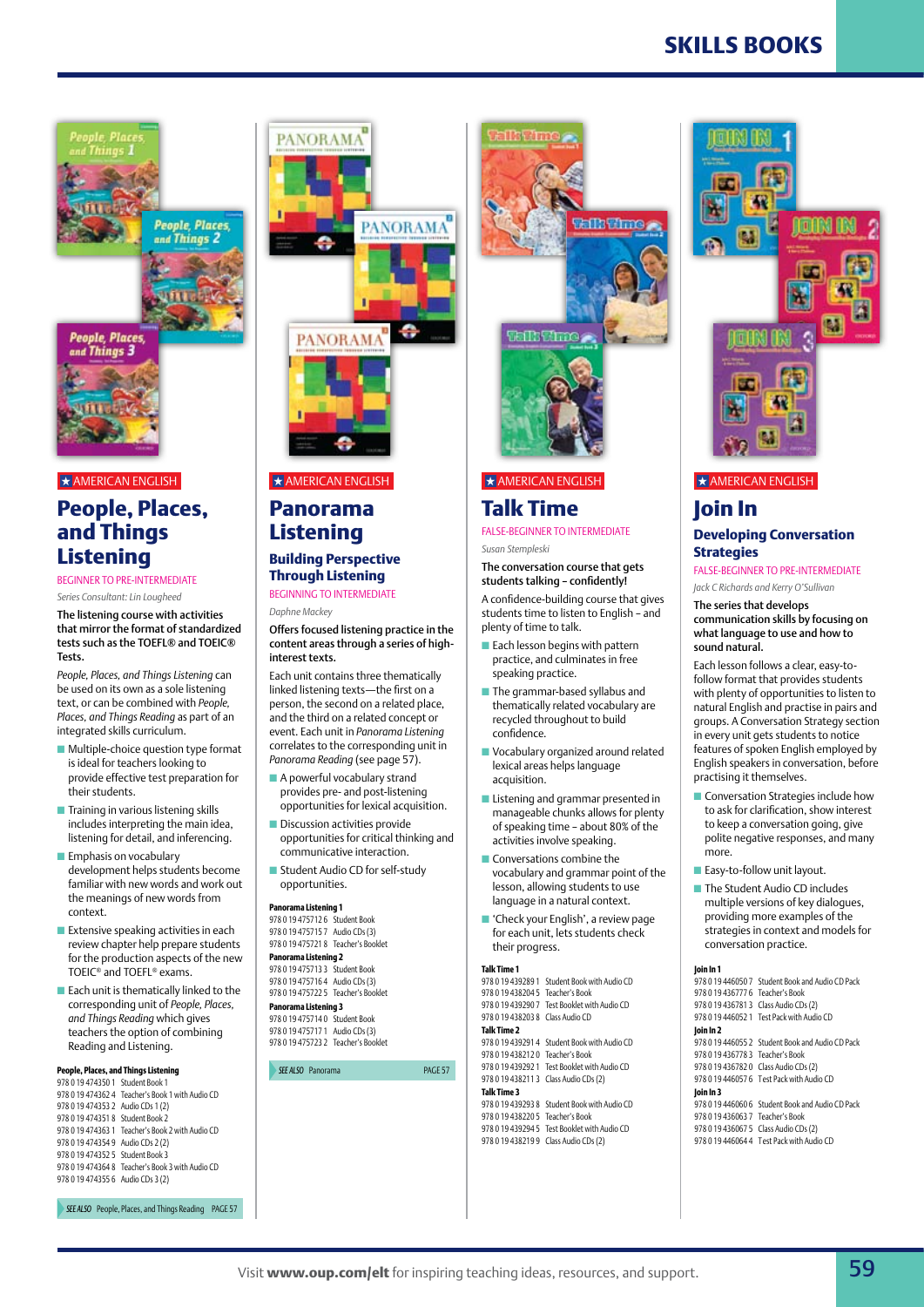# SKILLS BOOKS

★ AMERICAN ENGLISH

## People, Places, and Things Listening

BEGINNER TO PRE-INTERMEDIATE

*Series Consultant: Lin Lougheed*

**The listening course with activities that mirror the format of standardized tests such as the TOEFL® and TOEIC® Tests.**

*People, Places, and Things Listening* can be used on its own as a sole listening text, or can be combined with *People, Places, and Things Reading* as part of an integrated skills curriculum.

- Multiple-choice question type format is ideal for teachers looking to provide effective test preparation for their students.
- Training in various listening skills includes interpreting the main idea, listening for detail, and inferencing.
- Emphasis on vocabulary development helps students become familiar with new words and work out the meanings of new words from context.
- Extensive speaking activities in each review chapter help prepare students for the production aspects of the new TOEIC® and TOEFL® exams.
- Each unit is thematically linked to the corresponding unit of *People, Places, and Things Reading* which gives teachers the option of combining Reading and Listening.

**People, Places, and Things Listening**

978 0 19 474350 1 Student Book 1
978 0 19 474362 4 Teacher's Book 1 with Audio CD
978 0 19 474353 2 Audio CDs 1 (2)
978 0 19 474351 8 Student Book 2
978 0 19 474363 1 Teacher's Book 2 with Audio CD
978 0 19 474354 9 Audio CDs 2 (2)
978 0 19 474352 5 Student Book 3
978 0 19 474364 8 Teacher's Book 3 with Audio CD
978 0 19 474355 6 Audio CDs 3 (2)

*SEE ALSO* People, Places, and Things Reading PAGE 57

★ AMERICAN ENGLISH

## Panorama Listening

### Building Perspective Through Listening

BEGINNING TO INTERMEDIATE

*Daphne Mackey*

**Offers focused listening practice in the content areas through a series of high-interest texts.**

Each unit contains three thematically linked listening texts—the first on a person, the second on a related place, and the third on a related concept or event. Each unit in *Panorama Listening* correlates to the corresponding unit in *Panorama Reading* (see page 57).

- A powerful vocabulary strand provides pre- and post-listening opportunities for lexical acquisition.
- Discussion activities provide opportunities for critical thinking and communicative interaction.
- Student Audio CD for self-study opportunities.

**Panorama Listening 1**

978 0 19 475712 6 Student Book
978 0 19 475715 7 Audio CDs (3)
978 0 19 475721 8 Teacher's Booklet

**Panorama Listening 2**

978 0 19 475713 3 Student Book
978 0 19 475716 4 Audio CDs (3)
978 0 19 475722 5 Teacher's Booklet

**Panorama Listening 3**

978 0 19 475714 0 Student Book
978 0 19 475717 1 Audio CDs (3)
978 0 19 475723 2 Teacher's Booklet

*SEE ALSO* Panorama PAGE 57

★ AMERICAN ENGLISH

## Talk Time

FALSE-BEGINNER TO INTERMEDIATE

*Susan Stempleski*

**The conversation course that gets students talking – confidently!**

A confidence-building course that gives students time to listen to English – and plenty of time to talk.

- Each lesson begins with pattern practice, and culminates in free speaking practice.
- The grammar-based syllabus and thematically related vocabulary are recycled throughout to build confidence.
- Vocabulary organized around related lexical areas helps language acquisition.
- Listening and grammar presented in manageable chunks allows for plenty of speaking time – about 80% of the activities involve speaking.
- Conversations combine the vocabulary and grammar point of the lesson, allowing students to use language in a natural context.
- 'Check your English', a review page for each unit, lets students check their progress.

**Talk Time 1**

978 0 19 439289 1 Student Book with Audio CD
978 0 19 438204 5 Teacher's Book
978 0 19 439290 7 Test Booklet with Audio CD
978 0 19 438203 8 Class Audio CD

**Talk Time 2**

978 0 19 439291 4 Student Book with Audio CD
978 0 19 438212 0 Teacher's Book
978 0 19 439292 1 Test Booklet with Audio CD
978 0 19 438211 3 Class Audio CDs (2)

**Talk Time 3**

978 0 19 439293 8 Student Book with Audio CD
978 0 19 438220 5 Teacher's Book
978 0 19 439294 5 Test Booklet with Audio CD
978 0 19 438219 9 Class Audio CDs (2)

★ AMERICAN ENGLISH

## Join In

### Developing Conversation Strategies

FALSE-BEGINNER TO PRE-INTERMEDIATE

*Jack C Richards and Kerry O'Sullivan*

**The series that develops communication skills by focusing on what language to use and how to sound natural.**

Each lesson follows a clear, easy-to-follow format that provides students with plenty of opportunities to listen to natural English and practise in pairs and groups. A Conversation Strategy section in every unit gets students to notice features of spoken English employed by English speakers in conversation, before practising it themselves.

- Conversation Strategies include how to ask for clarification, show interest to keep a conversation going, give polite negative responses, and many more.
- Easy-to-follow unit layout.
- The Student Audio CD includes multiple versions of key dialogues, providing more examples of the strategies in context and models for conversation practice.

**Join In 1**

978 0 19 446050 7 Student Book and Audio CD Pack
978 0 19 436777 6 Teacher's Book
978 0 19 436781 3 Class Audio CDs (2)
978 0 19 446052 1 Test Pack with Audio CD

**Join In 2**

978 0 19 446055 2 Student Book and Audio CD Pack
978 0 19 436778 3 Teacher's Book
978 0 19 436782 0 Class Audio CDs (2)
978 0 19 446057 6 Test Pack with Audio CD

**Join In 3**

978 0 19 446060 6 Student Book and Audio CD Pack
978 0 19 436063 7 Teacher's Book
978 0 19 436067 5 Class Audio CDs (2)
978 0 19 446064 4 Test Pack with Audio CD

Visit **www.oup.com/elt** for inspiring teaching ideas, resources, and support.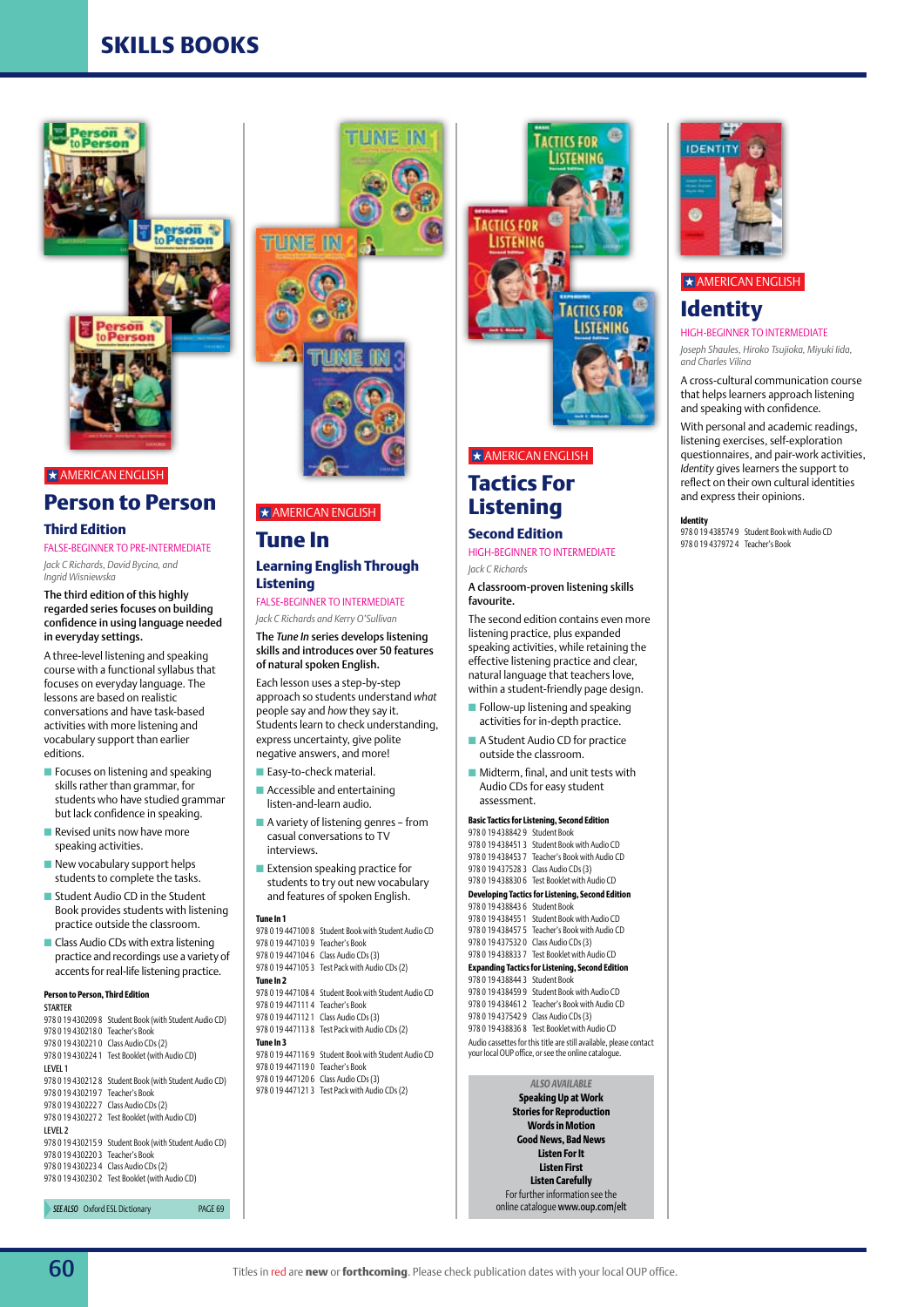# SKILLS BOOKS

★ AMERICAN ENGLISH

## Person to Person

### Third Edition

FALSE-BEGINNER TO PRE-INTERMEDIATE

*Jack C Richards, David Bycina, and Ingrid Wisniewska*

**The third edition of this highly regarded series focuses on building confidence in using language needed in everyday settings.**

A three-level listening and speaking course with a functional syllabus that focuses on everyday language. The lessons are based on realistic conversations and have task-based activities with more listening and vocabulary support than earlier editions.

- Focuses on listening and speaking skills rather than grammar, for students who have studied grammar but lack confidence in speaking.
- Revised units now have more speaking activities.
- New vocabulary support helps students to complete the tasks.
- Student Audio CD in the Student Book provides students with listening practice outside the classroom.
- Class Audio CDs with extra listening practice and recordings use a variety of accents for real-life listening practice.

**Person to Person, Third Edition**

STARTER
978 0 19 430209 8 Student Book (with Student Audio CD)
978 0 19 430218 0 Teacher's Book
978 0 19 430221 0 Class Audio CDs (2)
978 0 19 430224 1 Test Booklet (with Audio CD)

LEVEL 1
978 0 19 430212 8 Student Book (with Student Audio CD)
978 0 19 430219 7 Teacher's Book
978 0 19 430222 7 Class Audio CDs (2)
978 0 19 430227 2 Test Booklet (with Audio CD)

LEVEL 2
978 0 19 430215 9 Student Book (with Student Audio CD)
978 0 19 430220 3 Teacher's Book
978 0 19 430223 4 Class Audio CDs (2)
978 0 19 430230 2 Test Booklet (with Audio CD)

*SEE ALSO* Oxford ESL Dictionary PAGE 69

★ AMERICAN ENGLISH

## Tune In

### Learning English Through Listening

FALSE-BEGINNER TO INTERMEDIATE

*Jack C Richards and Kerry O'Sullivan*

**The *Tune In* series develops listening skills and introduces over 50 features of natural spoken English.**

Each lesson uses a step-by-step approach so students understand *what* people say and *how* they say it. Students learn to check understanding, express uncertainty, give polite negative answers, and more!

- Easy-to-check material.
- Accessible and entertaining listen-and-learn audio.
- A variety of listening genres – from casual conversations to TV interviews.
- Extension speaking practice for students to try out new vocabulary and features of spoken English.

**Tune In 1**
978 0 19 447100 8 Student Book with Student Audio CD
978 0 19 447103 9 Teacher's Book
978 0 19 447104 6 Class Audio CDs (3)
978 0 19 447105 3 Test Pack with Audio CDs (2)

**Tune In 2**
978 0 19 447108 4 Student Book with Student Audio CD
978 0 19 447111 4 Teacher's Book
978 0 19 447112 1 Class Audio CDs (3)
978 0 19 447113 8 Test Pack with Audio CDs (2)

**Tune In 3**
978 0 19 447116 9 Student Book with Student Audio CD
978 0 19 447119 0 Teacher's Book
978 0 19 447120 6 Class Audio CDs (3)
978 0 19 447121 3 Test Pack with Audio CDs (2)

★ AMERICAN ENGLISH

## Tactics For Listening

### Second Edition

HIGH-BEGINNER TO INTERMEDIATE

*Jack C Richards*

**A classroom-proven listening skills favourite.**

The second edition contains even more listening practice, plus expanded speaking activities, while retaining the effective listening practice and clear, natural language that teachers love, within a student-friendly page design.

- Follow-up listening and speaking activities for in-depth practice.
- A Student Audio CD for practice outside the classroom.
- Midterm, final, and unit tests with Audio CDs for easy student assessment.

**Basic Tactics for Listening, Second Edition**
978 0 19 438842 9 Student Book
978 0 19 438451 3 Student Book with Audio CD
978 0 19 438453 7 Teacher's Book with Audio CD
978 0 19 437528 3 Class Audio CDs (3)
978 0 19 438830 6 Test Booklet with Audio CD

**Developing Tactics for Listening, Second Edition**
978 0 19 438843 6 Student Book
978 0 19 438455 1 Student Book with Audio CD
978 0 19 438457 5 Teacher's Book with Audio CD
978 0 19 437532 0 Class Audio CDs (3)
978 0 19 438833 7 Test Booklet with Audio CD

**Expanding Tactics for Listening, Second Edition**
978 0 19 438844 3 Student Book
978 0 19 438459 9 Student Book with Audio CD
978 0 19 438461 2 Teacher's Book with Audio CD
978 0 19 437542 9 Class Audio CDs (3)
978 0 19 438836 8 Test Booklet with Audio CD

Audio cassettes for this title are still available, please contact your local OUP office, or see the online catalogue.

*ALSO AVAILABLE*
**Speaking Up at Work**
**Stories for Reproduction**
**Words in Motion**
**Good News, Bad News**
**Listen For It**
**Listen First**
**Listen Carefully**
For further information see the online catalogue **www.oup.com/elt**

★ AMERICAN ENGLISH

## Identity

HIGH-BEGINNER TO INTERMEDIATE

*Joseph Shaules, Hiroko Tsujioka, Miyuki Iida, and Charles Vilina*

A cross-cultural communication course that helps learners approach listening and speaking with confidence.

With personal and academic readings, listening exercises, self-exploration questionnaires, and pair-work activities, *Identity* gives learners the support to reflect on their own cultural identities and express their opinions.

**Identity**
978 0 19 438574 9 Student Book with Audio CD
978 0 19 437972 4 Teacher's Book

Titles in red are **new** or **forthcoming**. Please check publication dates with your local OUP office.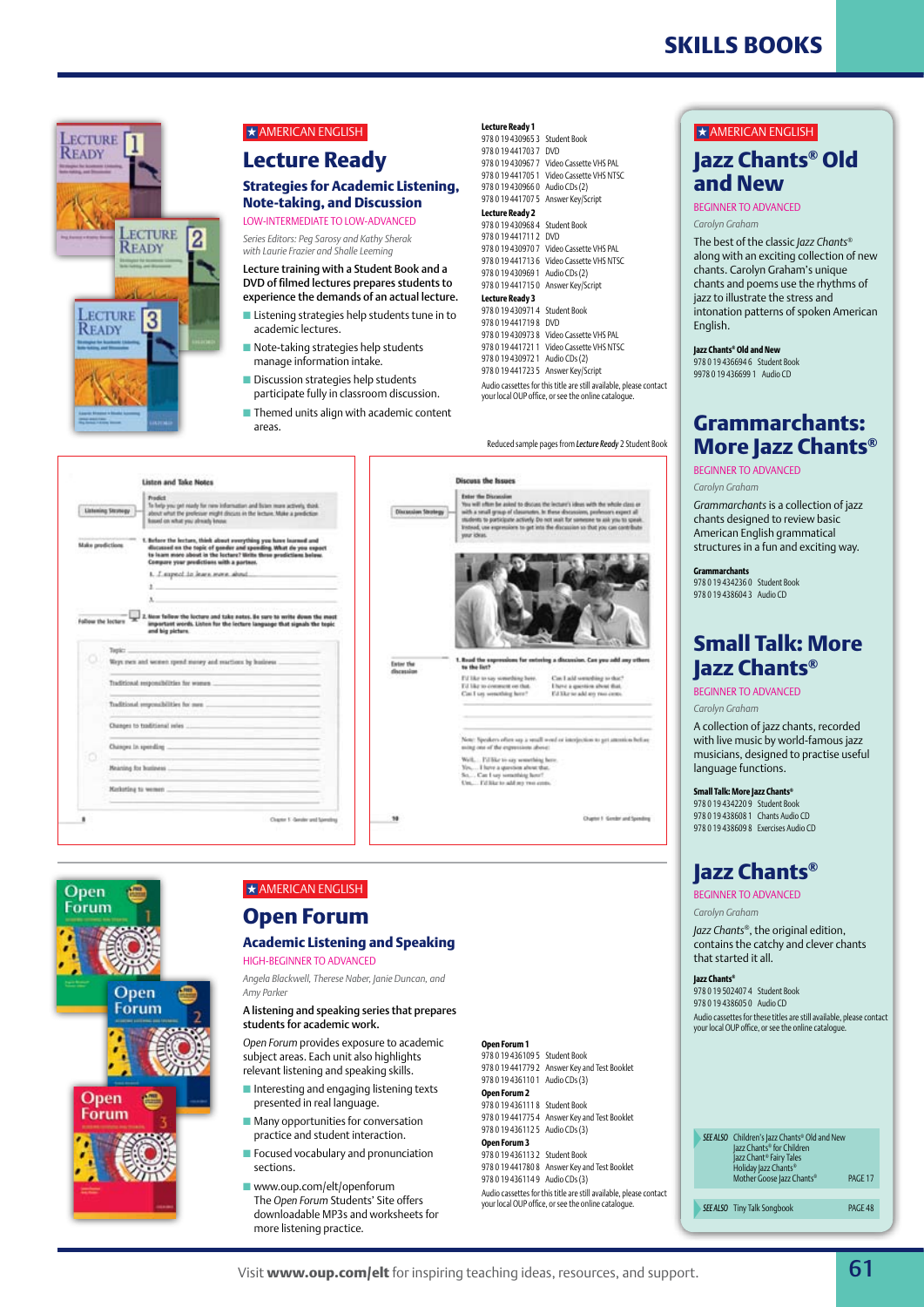# SKILLS BOOKS

★ AMERICAN ENGLISH

## Lecture Ready

### Strategies for Academic Listening, Note-taking, and Discussion

LOW-INTERMEDIATE TO LOW-ADVANCED

*Series Editors: Peg Sarosy and Kathy Sherak with Laurie Frazier and Shalle Leeming*

**Lecture training with a Student Book and a DVD of filmed lectures prepares students to experience the demands of an actual lecture.**

- Listening strategies help students tune in to academic lectures.
- Note-taking strategies help students manage information intake.
- Discussion strategies help students participate fully in classroom discussion.
- Themed units align with academic content areas.

**Lecture Ready 1**
978 0 19 430965 3 Student Book
978 0 19 441703 7 DVD
978 0 19 430967 7 Video Cassette VHS PAL
978 0 19 441705 1 Video Cassette VHS NTSC
978 0 19 430966 0 Audio CDs (2)
978 0 19 441707 5 Answer Key/Script

**Lecture Ready 2**
978 0 19 430968 4 Student Book
978 0 19 441711 2 DVD
978 0 19 430970 7 Video Cassette VHS PAL
978 0 19 441713 6 Video Cassette VHS NTSC
978 0 19 430969 1 Audio CDs (2)
978 0 19 441715 0 Answer Key/Script

**Lecture Ready 3**
978 0 19 430971 4 Student Book
978 0 19 441719 8 DVD
978 0 19 430973 8 Video Cassette VHS PAL
978 0 19 441721 1 Video Cassette VHS NTSC
978 0 19 430972 1 Audio CDs (2)
978 0 19 441723 5 Answer Key/Script

Audio cassettes for this title are still available, please contact your local OUP office, or see the online catalogue.

Reduced sample pages from *Lecture Ready* 2 Student Book

★ AMERICAN ENGLISH

## Open Forum

### Academic Listening and Speaking

HIGH-BEGINNER TO ADVANCED

*Angela Blackwell, Therese Naber, Janie Duncan, and Amy Parker*

**A listening and speaking series that prepares students for academic work.**

*Open Forum* provides exposure to academic subject areas. Each unit also highlights relevant listening and speaking skills.

- Interesting and engaging listening texts presented in real language.
- Many opportunities for conversation practice and student interaction.
- Focused vocabulary and pronunciation sections.
- www.oup.com/elt/openforum The *Open Forum* Students' Site offers downloadable MP3s and worksheets for more listening practice.

**Open Forum 1**
978 0 19 436109 5 Student Book
978 0 19 441779 2 Answer Key and Test Booklet
978 0 19 436110 1 Audio CDs (3)

**Open Forum 2**
978 0 19 436111 8 Student Book
978 0 19 441775 4 Answer Key and Test Booklet
978 0 19 436112 5 Audio CDs (3)

**Open Forum 3**
978 0 19 436113 2 Student Book
978 0 19 441780 8 Answer Key and Test Booklet
978 0 19 436114 9 Audio CDs (3)

Audio cassettes for this title are still available, please contact your local OUP office, or see the online catalogue.

★ AMERICAN ENGLISH

## Jazz Chants® Old and New

BEGINNER TO ADVANCED

*Carolyn Graham*

The best of the classic *Jazz Chants*® along with an exciting collection of new chants. Carolyn Graham's unique chants and poems use the rhythms of jazz to illustrate the stress and intonation patterns of spoken American English.

**Jazz Chants® Old and New**
978 0 19 436694 6 Student Book
9978 0 19 436699 1 Audio CD

## Grammarchants: More Jazz Chants®

BEGINNER TO ADVANCED

*Carolyn Graham*

*Grammarchants* is a collection of jazz chants designed to review basic American English grammatical structures in a fun and exciting way.

**Grammarchants**
978 0 19 434236 0 Student Book
978 0 19 438604 3 Audio CD

## Small Talk: More Jazz Chants®

BEGINNER TO ADVANCED

*Carolyn Graham*

A collection of jazz chants, recorded with live music by world-famous jazz musicians, designed to practise useful language functions.

**Small Talk: More Jazz Chants®**
978 0 19 434220 9 Student Book
978 0 19 438608 1 Chants Audio CD
978 0 19 438609 8 Exercises Audio CD

## Jazz Chants®

BEGINNER TO ADVANCED

*Carolyn Graham*

*Jazz Chants*®, the original edition, contains the catchy and clever chants that started it all.

**Jazz Chants®**
978 0 19 502407 4 Student Book
978 0 19 438605 0 Audio CD

Audio cassettes for these titles are still available, please contact your local OUP office, or see the online catalogue.

*SEE ALSO* Children's Jazz Chants® Old and New
Jazz Chants® for Children
Jazz Chant® Fairy Tales
Holiday Jazz Chants®
Mother Goose Jazz Chants® PAGE 17

*SEE ALSO* Tiny Talk Songbook PAGE 48

Visit **www.oup.com/elt** for inspiring teaching ideas, resources, and support.